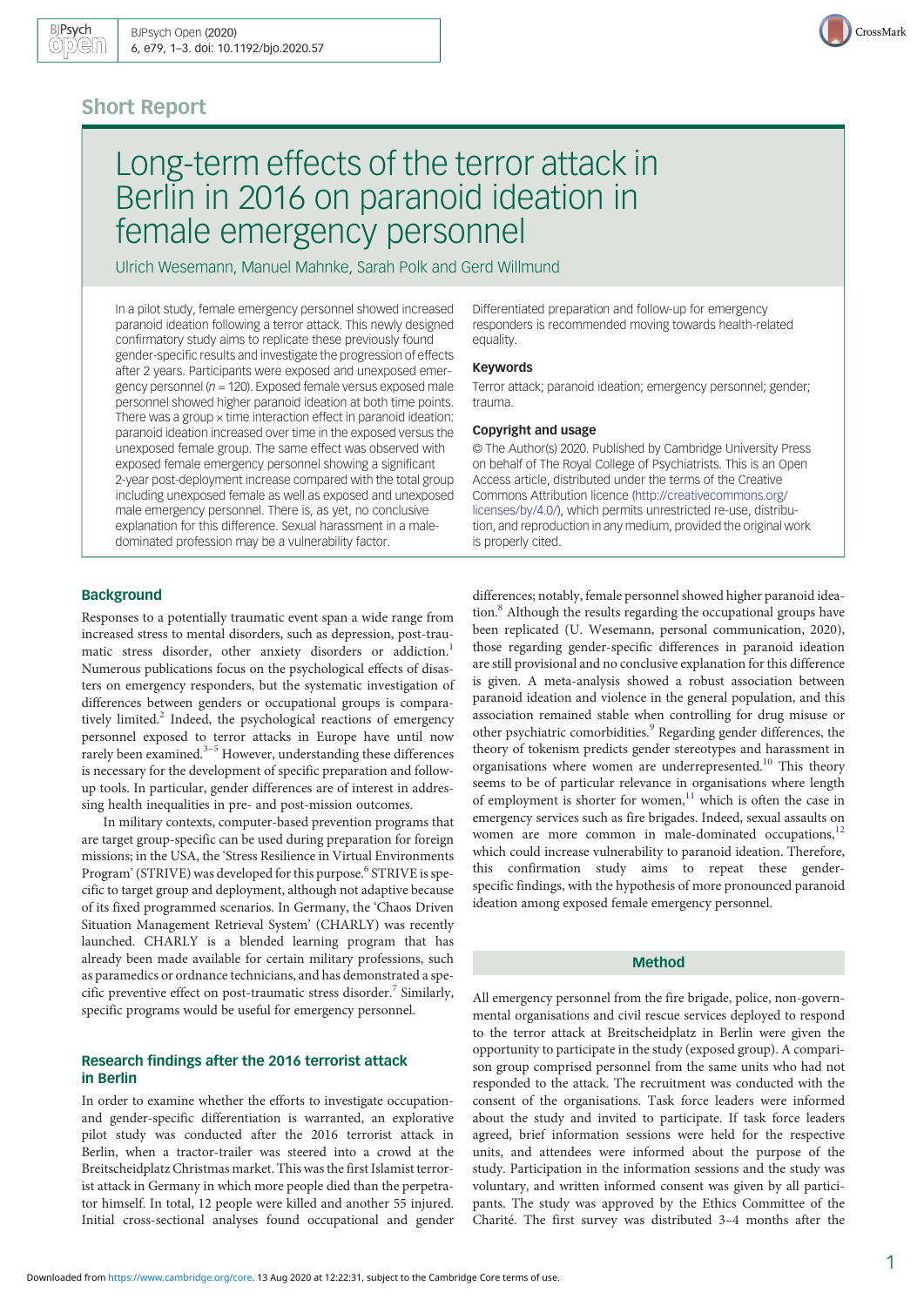Short Report

# Long-term effects of the terror attack in Berlin in 2016 on paranoid ideation in female emergency personnel

Ulrich Wesemann, Manuel Mahnke, Sarah Polk and Gerd Willmund

In a pilot study, female emergency personnel showed increased paranoid ideation following a terror attack. This newly designed confirmatory study aims to replicate these previously found gender-specific results and investigate the progression of effects after 2 years. Participants were exposed and unexposed emergency personnel ($n = 120$). Exposed female versus exposed male personnel showed higher paranoid ideation at both time points. There was a group × time interaction effect in paranoid ideation: paranoid ideation increased over time in the exposed versus the unexposed female group. The same effect was observed with exposed female emergency personnel showing a significant 2-year post-deployment increase compared with the total group including unexposed female as well as exposed and unexposed male emergency personnel. There is, as yet, no conclusive explanation for this difference. Sexual harassment in a male-dominated profession may be a vulnerability factor.

Differentiated preparation and follow-up for emergency responders is recommended moving towards health-related equality.

### Keywords

Terror attack; paranoid ideation; emergency personnel; gender; trauma.

### Copyright and usage

© The Author(s) 2020. Published by Cambridge University Press on behalf of The Royal College of Psychiatrists. This is an Open Access article, distributed under the terms of the Creative Commons Attribution licence (http://creativecommons.org/licenses/by/4.0/), which permits unrestricted re-use, distribution, and reproduction in any medium, provided the original work is properly cited.

## Background

Responses to a potentially traumatic event span a wide range from increased stress to mental disorders, such as depression, post-traumatic stress disorder, other anxiety disorders or addiction.[1] Numerous publications focus on the psychological effects of disasters on emergency responders, but the systematic investigation of differences between genders or occupational groups is comparatively limited.[2] Indeed, the psychological reactions of emergency personnel exposed to terror attacks in Europe have until now rarely been examined.[3–5] However, understanding these differences is necessary for the development of specific preparation and follow-up tools. In particular, gender differences are of interest in addressing health inequalities in pre- and post-mission outcomes.

In military contexts, computer-based prevention programs that are target group-specific can be used during preparation for foreign missions; in the USA, the 'Stress Resilience in Virtual Environments Program' (STRIVE) was developed for this purpose.[6] STRIVE is specific to target group and deployment, although not adaptive because of its fixed programmed scenarios. In Germany, the 'Chaos Driven Situation Management Retrieval System' (CHARLY) was recently launched. CHARLY is a blended learning program that has already been made available for certain military professions, such as paramedics or ordnance technicians, and has demonstrated a specific preventive effect on post-traumatic stress disorder.[7] Similarly, specific programs would be useful for emergency personnel.

## Research findings after the 2016 terrorist attack in Berlin

In order to examine whether the efforts to investigate occupation- and gender-specific differentiation is warranted, an explorative pilot study was conducted after the 2016 terrorist attack in Berlin, when a tractor-trailer was steered into a crowd at the Breitscheidplatz Christmas market. This was the first Islamist terrorist attack in Germany in which more people died than the perpetrator himself. In total, 12 people were killed and another 55 injured. Initial cross-sectional analyses found occupational and gender differences; notably, female personnel showed higher paranoid ideation.[8] Although the results regarding the occupational groups have been replicated (U. Wesemann, personal communication, 2020), those regarding gender-specific differences in paranoid ideation are still provisional and no conclusive explanation for this difference is given. A meta-analysis showed a robust association between paranoid ideation and violence in the general population, and this association remained stable when controlling for drug misuse or other psychiatric comorbidities.[9] Regarding gender differences, the theory of tokenism predicts gender stereotypes and harassment in organisations where women are underrepresented.[10] This theory seems to be of particular relevance in organisations where length of employment is shorter for women,[11] which is often the case in emergency services such as fire brigades. Indeed, sexual assaults on women are more common in male-dominated occupations,[12] which could increase vulnerability to paranoid ideation. Therefore, this confirmation study aims to repeat these gender-specific findings, with the hypothesis of more pronounced paranoid ideation among exposed female emergency personnel.

## Method

All emergency personnel from the fire brigade, police, non-governmental organisations and civil rescue services deployed to respond to the terror attack at Breitscheidplatz in Berlin were given the opportunity to participate in the study (exposed group). A comparison group comprised personnel from the same units who had not responded to the attack. The recruitment was conducted with the consent of the organisations. Task force leaders were informed about the study and invited to participate. If task force leaders agreed, brief information sessions were held for the respective units, and attendees were informed about the purpose of the study. Participation in the information sessions and the study was voluntary, and written informed consent was given by all participants. The study was approved by the Ethics Committee of the Charité. The first survey was distributed 3–4 months after the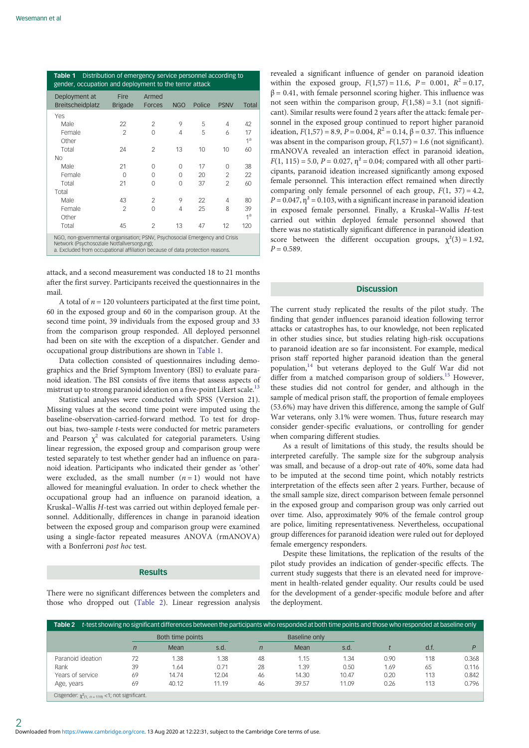**Table 1** Distribution of emergency service personnel according to gender, occupation and deployment to the terror attack

| Deployment at Breitscheidplatz | Fire Brigade | Armed Forces | NGO | Police | PSNV | Total |
|---|---|---|---|---|---|---|
| Yes | | | | | | |
| Male | 22 | 2 | 9 | 5 | 4 | 42 |
| Female | 2 | 0 | 4 | 5 | 6 | 17 |
| Other | | | | | | 1[a] |
| Total | 24 | 2 | 13 | 10 | 10 | 60 |
| No | | | | | | |
| Male | 21 | 0 | 0 | 17 | 0 | 38 |
| Female | 0 | 0 | 0 | 20 | 2 | 22 |
| Total | 21 | 0 | 0 | 37 | 2 | 60 |
| Total | | | | | | |
| Male | 43 | 2 | 9 | 22 | 4 | 80 |
| Female | 2 | 0 | 4 | 25 | 8 | 39 |
| Other | | | | | | 1[a] |
| Total | 45 | 2 | 13 | 47 | 12 | 120 |

NGO, non-governmental organisation; PSNV, Psychosocial Emergency and Crisis Network (Psychosoziale Notfallversorgung);
a. Excluded from occupational affiliation because of data protection reasons.

attack, and a second measurement was conducted 18 to 21 months after the first survey. Participants received the questionnaires in the mail.

A total of $n = 120$ volunteers participated at the first time point, 60 in the exposed group and 60 in the comparison group. At the second time point, 39 individuals from the exposed group and 33 from the comparison group responded. All deployed personnel had been on site with the exception of a dispatcher. Gender and occupational group distributions are shown in Table 1.

Data collection consisted of questionnaires including demographics and the Brief Symptom Inventory (BSI) to evaluate paranoid ideation. The BSI consists of five items that assess aspects of mistrust up to strong paranoid ideation on a five-point Likert scale.[13]

Statistical analyses were conducted with SPSS (Version 21). Missing values at the second time point were imputed using the baseline-observation-carried-forward method. To test for drop-out bias, two-sample *t*-tests were conducted for metric parameters and Pearson $\chi^2$ was calculated for categorial parameters. Using linear regression, the exposed group and comparison group were tested separately to test whether gender had an influence on paranoid ideation. Participants who indicated their gender as 'other' were excluded, as the small number ($n = 1$) would not have allowed for meaningful evaluation. In order to check whether the occupational group had an influence on paranoid ideation, a Kruskal–Wallis *H*-test was carried out within deployed female personnel. Additionally, differences in change in paranoid ideation between the exposed group and comparison group were examined using a single-factor repeated measures ANOVA (rmANOVA) with a Bonferroni *post hoc* test.

## Results

There were no significant differences between the completers and those who dropped out (Table 2). Linear regression analysis revealed a significant influence of gender on paranoid ideation within the exposed group, $F(1,57) = 11.6$, $P = 0.001$, $R^2 = 0.17$, $\beta = 0.41$, with female personnel scoring higher. This influence was not seen within the comparison group, $F(1,58) = 3.1$ (not significant). Similar results were found 2 years after the attack: female personnel in the exposed group continued to report higher paranoid ideation, $F(1,57) = 8.9$, $P = 0.004$, $R^2 = 0.14$, $\beta = 0.37$. This influence was absent in the comparison group, $F(1,57) = 1.6$ (not significant). rmANOVA revealed an interaction effect in paranoid ideation, $F(1, 115) = 5.0$, $P = 0.027$, $\eta^2 = 0.04$; compared with all other participants, paranoid ideation increased significantly among exposed female personnel. This interaction effect remained when directly comparing only female personnel of each group, $F(1, 37) = 4.2$, $P = 0.047$, $\eta^2 = 0.103$, with a significant increase in paranoid ideation in exposed female personnel. Finally, a Kruskal–Wallis *H*-test carried out within deployed female personnel showed that there was no statistically significant difference in paranoid ideation score between the different occupation groups, $\chi^2(3) = 1.92$, $P = 0.589$.

## Discussion

The current study replicated the results of the pilot study. The finding that gender influences paranoid ideation following terror attacks or catastrophes has, to our knowledge, not been replicated in other studies since, but studies relating high-risk occupations to paranoid ideation are so far inconsistent. For example, medical prison staff reported higher paranoid ideation than the general population,[14] but veterans deployed to the Gulf War did not differ from a matched comparison group of soldiers.[15] However, these studies did not control for gender, and although in the sample of medical prison staff, the proportion of female employees (53.6%) may have driven this difference, among the sample of Gulf War veterans, only 3.1% were women. Thus, future research may consider gender-specific evaluations, or controlling for gender when comparing different studies.

As a result of limitations of this study, the results should be interpreted carefully. The sample size for the subgroup analysis was small, and because of a drop-out rate of 40%, some data had to be imputed at the second time point, which notably restricts interpretation of the effects seen after 2 years. Further, because of the small sample size, direct comparison between female personnel in the exposed group and comparison group was only carried out over time. Also, approximately 90% of the female control group are police, limiting representativeness. Nevertheless, occupational group differences for paranoid ideation were ruled out for deployed female emergency responders.

Despite these limitations, the replication of the results of the pilot study provides an indication of gender-specific effects. The current study suggests that there is an elevated need for improvement in health-related gender equality. Our results could be used for the development of a gender-specific module before and after the deployment.

**Table 2** *t*-test showing no significant differences between the participants who responded at both time points and those who responded at baseline only

| | Both time points | | | Baseline only | | | | | |
|---|---|---|---|---|---|---|---|---|---|
| | *n* | Mean | s.d. | *n* | Mean | s.d. | *t* | d.f. | *P* |
| Paranoid ideation | 72 | 1.38 | 1.38 | 48 | 1.15 | 1.34 | 0.90 | 118 | 0.368 |
| Rank | 39 | 1.64 | 0.71 | 28 | 1.39 | 0.50 | 1.69 | 65 | 0.116 |
| Years of service | 69 | 14.74 | 12.04 | 46 | 14.30 | 10.47 | 0.20 | 113 | 0.842 |
| Age, years | 69 | 40.12 | 11.19 | 46 | 39.57 | 11.09 | 0.26 | 113 | 0.796 |

Cisgender: $\chi^2_{(1,\ n=119)} < 1$; not significant.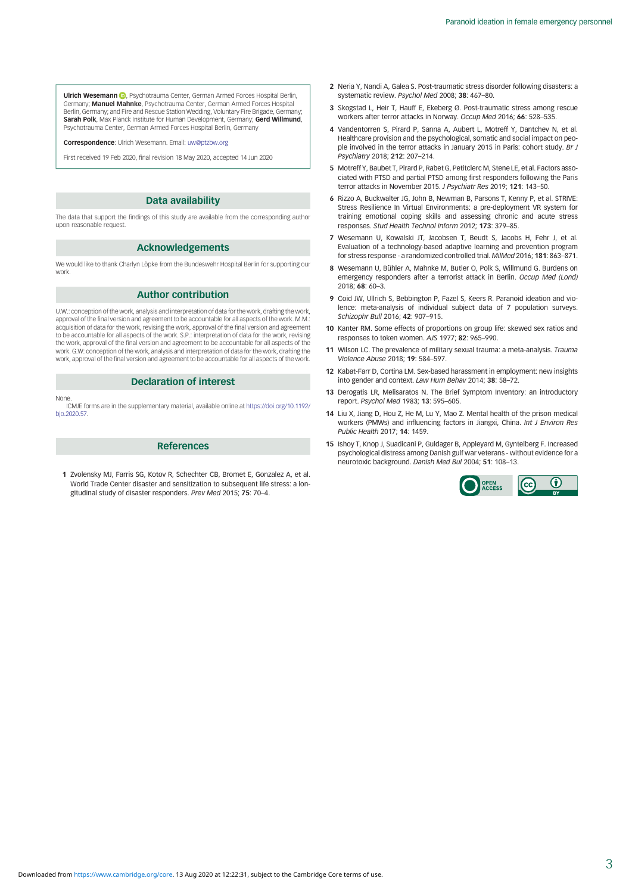**Ulrich Wesemann**, Psychotrauma Center, German Armed Forces Hospital Berlin, Germany; **Manuel Mahnke**, Psychotrauma Center, German Armed Forces Hospital Berlin, Germany; and Fire and Rescue Station Wedding, Voluntary Fire Brigade, Germany; **Sarah Polk**, Max Planck Institute for Human Development, Germany; **Gerd Willmund**, Psychotrauma Center, German Armed Forces Hospital Berlin, Germany

**Correspondence**: Ulrich Wesemann. Email: uw@ptzbw.org

First received 19 Feb 2020, final revision 18 May 2020, accepted 14 Jun 2020

## Data availability

The data that support the findings of this study are available from the corresponding author upon reasonable request.

## Acknowledgements

We would like to thank Charlyn Löpke from the Bundeswehr Hospital Berlin for supporting our work.

## Author contribution

U.W.: conception of the work, analysis and interpretation of data for the work, drafting the work, approval of the final version and agreement to be accountable for all aspects of the work. M.M.: acquisition of data for the work, revising the work, approval of the final version and agreement to be accountable for all aspects of the work. S.P.: interpretation of data for the work, revising the work, approval of the final version and agreement to be accountable for all aspects of the work. G.W: conception of the work, analysis and interpretation of data for the work, drafting the work, approval of the final version and agreement to be accountable for all aspects of the work.

## Declaration of interest

None.

ICMJE forms are in the supplementary material, available online at https://doi.org/10.1192/bjo.2020.57.

## References

1. Zvolensky MJ, Farris SG, Kotov R, Schechter CB, Bromet E, Gonzalez A, et al. World Trade Center disaster and sensitization to subsequent life stress: a longitudinal study of disaster responders. *Prev Med* 2015; **75**: 70–4.
2. Neria Y, Nandi A, Galea S. Post-traumatic stress disorder following disasters: a systematic review. *Psychol Med* 2008; **38**: 467–80.
3. Skogstad L, Heir T, Hauff E, Ekeberg Ø. Post-traumatic stress among rescue workers after terror attacks in Norway. *Occup Med* 2016; **66**: 528–535.
4. Vandentorren S, Pirard P, Sanna A, Aubert L, Motreff Y, Dantchev N, et al. Healthcare provision and the psychological, somatic and social impact on people involved in the terror attacks in January 2015 in Paris: cohort study. *Br J Psychiatry* 2018; **212**: 207–214.
5. Motreff Y, Baubet T, Pirard P, Rabet G, Petitclerc M, Stene LE, et al. Factors associated with PTSD and partial PTSD among first responders following the Paris terror attacks in November 2015. *J Psychiatr Res* 2019; **121**: 143–50.
6. Rizzo A, Buckwalter JG, John B, Newman B, Parsons T, Kenny P, et al. STRIVE: Stress Resilience In Virtual Environments: a pre-deployment VR system for training emotional coping skills and assessing chronic and acute stress responses. *Stud Health Technol Inform* 2012; **173**: 379–85.
7. Wesemann U, Kowalski JT, Jacobsen T, Beudt S, Jacobs H, Fehr J, et al. Evaluation of a technology-based adaptive learning and prevention program for stress response - a randomized controlled trial. *MilMed* 2016; **181**: 863–871.
8. Wesemann U, Bühler A, Mahnke M, Butler O, Polk S, Willmund G. Burdens on emergency responders after a terrorist attack in Berlin. *Occup Med (Lond)* 2018; **68**: 60–3.
9. Coid JW, Ullrich S, Bebbington P, Fazel S, Keers R. Paranoid ideation and violence: meta-analysis of individual subject data of 7 population surveys. *Schizophr Bull* 2016; **42**: 907–915.
10. Kanter RM. Some effects of proportions on group life: skewed sex ratios and responses to token women. *AJS* 1977; **82**: 965–990.
11. Wilson LC. The prevalence of military sexual trauma: a meta-analysis. *Trauma Violence Abuse* 2018; **19**: 584–597.
12. Kabat-Farr D, Cortina LM. Sex-based harassment in employment: new insights into gender and context. *Law Hum Behav* 2014; **38**: 58–72.
13. Derogatis LR, Melisaratos N. The Brief Symptom Inventory: an introductory report. *Psychol Med* 1983; **13**: 595–605.
14. Liu X, Jiang D, Hou Z, He M, Lu Y, Mao Z. Mental health of the prison medical workers (PMWs) and influencing factors in Jiangxi, China. *Int J Environ Res Public Health* 2017; **14**: 1459.
15. Ishoy T, Knop J, Suadicani P, Guldager B, Appleyard M, Gyntelberg F. Increased psychological distress among Danish gulf war veterans - without evidence for a neurotoxic background. *Danish Med Bul* 2004; **51**: 108–13.